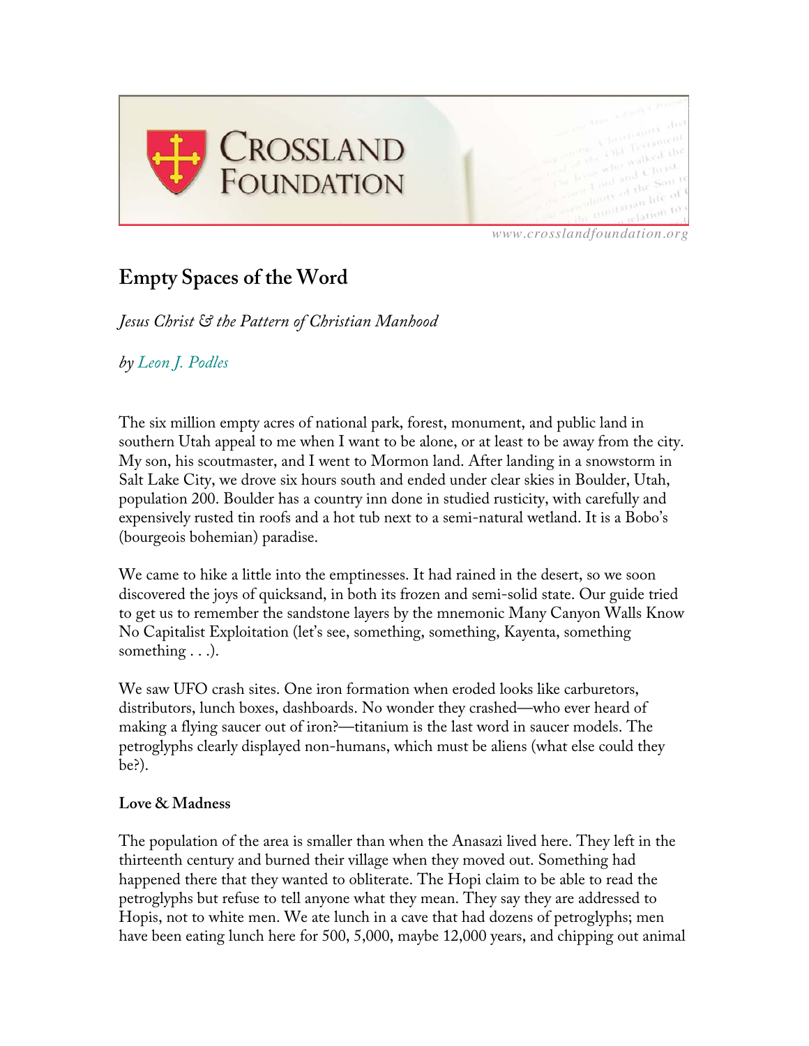CROSSLAND FOUNDATION

www.crosslandfoundation.org

# Empty Spaces of the Word

*Jesus Christ & the Pattern of Christian Manhood*

*by Leon J. Podles*

The six million empty acres of national park, forest, monument, and public land in southern Utah appeal to me when I want to be alone, or at least to be away from the city. My son, his scoutmaster, and I went to Mormon land. After landing in a snowstorm in Salt Lake City, we drove six hours south and ended under clear skies in Boulder, Utah, population 200. Boulder has a country inn done in studied rusticity, with carefully and expensively rusted tin roofs and a hot tub next to a semi-natural wetland. It is a Bobo's (bourgeois bohemian) paradise.

We came to hike a little into the emptinesses. It had rained in the desert, so we soon discovered the joys of quicksand, in both its frozen and semi-solid state. Our guide tried to get us to remember the sandstone layers by the mnemonic Many Canyon Walls Know No Capitalist Exploitation (let's see, something, something, Kayenta, something something . . .).

We saw UFO crash sites. One iron formation when eroded looks like carburetors, distributors, lunch boxes, dashboards. No wonder they crashed—who ever heard of making a flying saucer out of iron?—titanium is the last word in saucer models. The petroglyphs clearly displayed non-humans, which must be aliens (what else could they be?).

**Love & Madness**

The population of the area is smaller than when the Anasazi lived here. They left in the thirteenth century and burned their village when they moved out. Something had happened there that they wanted to obliterate. The Hopi claim to be able to read the petroglyphs but refuse to tell anyone what they mean. They say they are addressed to Hopis, not to white men. We ate lunch in a cave that had dozens of petroglyphs; men have been eating lunch here for 500, 5,000, maybe 12,000 years, and chipping out animal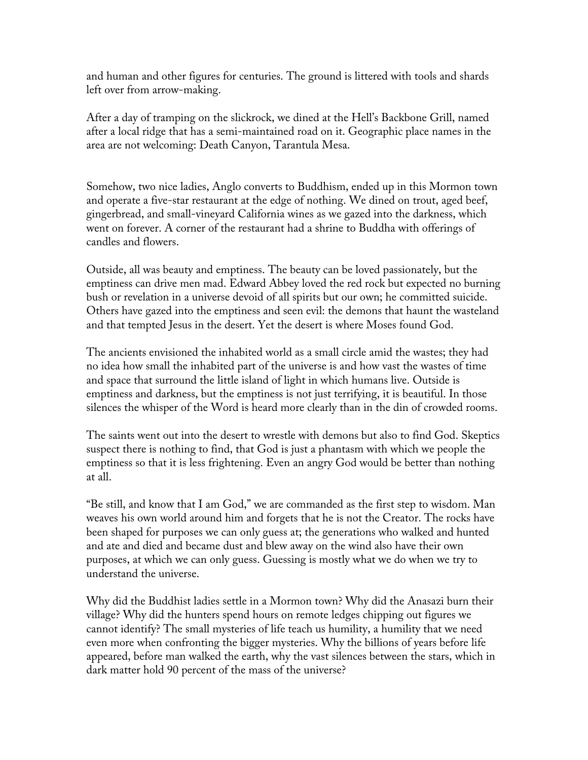and human and other figures for centuries. The ground is littered with tools and shards left over from arrow-making.

After a day of tramping on the slickrock, we dined at the Hell's Backbone Grill, named after a local ridge that has a semi-maintained road on it. Geographic place names in the area are not welcoming: Death Canyon, Tarantula Mesa.

Somehow, two nice ladies, Anglo converts to Buddhism, ended up in this Mormon town and operate a five-star restaurant at the edge of nothing. We dined on trout, aged beef, gingerbread, and small-vineyard California wines as we gazed into the darkness, which went on forever. A corner of the restaurant had a shrine to Buddha with offerings of candles and flowers.

Outside, all was beauty and emptiness. The beauty can be loved passionately, but the emptiness can drive men mad. Edward Abbey loved the red rock but expected no burning bush or revelation in a universe devoid of all spirits but our own; he committed suicide. Others have gazed into the emptiness and seen evil: the demons that haunt the wasteland and that tempted Jesus in the desert. Yet the desert is where Moses found God.

The ancients envisioned the inhabited world as a small circle amid the wastes; they had no idea how small the inhabited part of the universe is and how vast the wastes of time and space that surround the little island of light in which humans live. Outside is emptiness and darkness, but the emptiness is not just terrifying, it is beautiful. In those silences the whisper of the Word is heard more clearly than in the din of crowded rooms.

The saints went out into the desert to wrestle with demons but also to find God. Skeptics suspect there is nothing to find, that God is just a phantasm with which we people the emptiness so that it is less frightening. Even an angry God would be better than nothing at all.

"Be still, and know that I am God," we are commanded as the first step to wisdom. Man weaves his own world around him and forgets that he is not the Creator. The rocks have been shaped for purposes we can only guess at; the generations who walked and hunted and ate and died and became dust and blew away on the wind also have their own purposes, at which we can only guess. Guessing is mostly what we do when we try to understand the universe.

Why did the Buddhist ladies settle in a Mormon town? Why did the Anasazi burn their village? Why did the hunters spend hours on remote ledges chipping out figures we cannot identify? The small mysteries of life teach us humility, a humility that we need even more when confronting the bigger mysteries. Why the billions of years before life appeared, before man walked the earth, why the vast silences between the stars, which in dark matter hold 90 percent of the mass of the universe?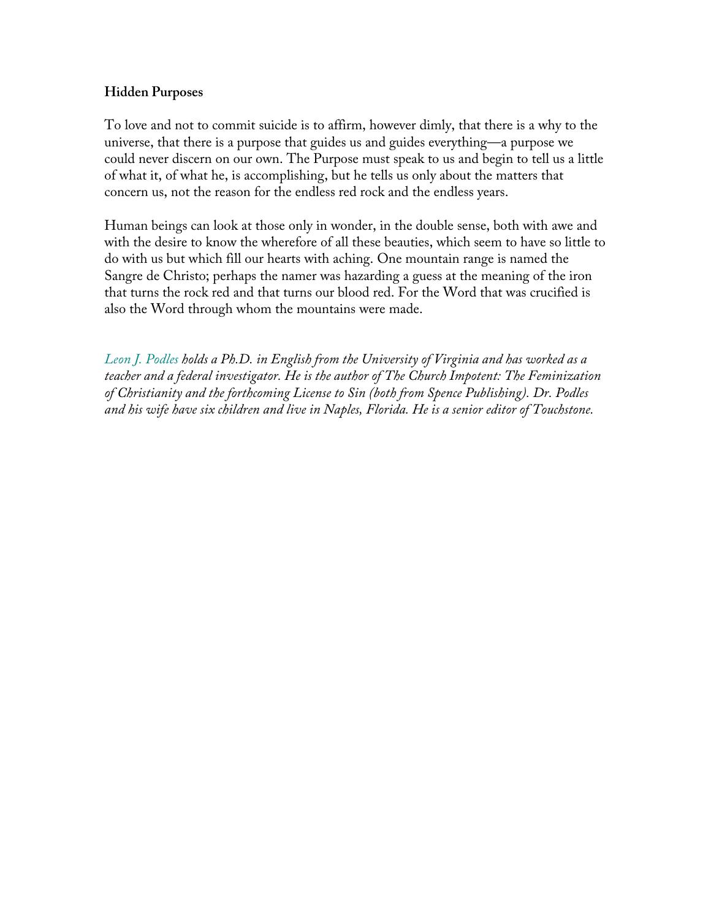**Hidden Purposes**

To love and not to commit suicide is to affirm, however dimly, that there is a why to the universe, that there is a purpose that guides us and guides everything—a purpose we could never discern on our own. The Purpose must speak to us and begin to tell us a little of what it, of what he, is accomplishing, but he tells us only about the matters that concern us, not the reason for the endless red rock and the endless years.

Human beings can look at those only in wonder, in the double sense, both with awe and with the desire to know the wherefore of all these beauties, which seem to have so little to do with us but which fill our hearts with aching. One mountain range is named the Sangre de Christo; perhaps the namer was hazarding a guess at the meaning of the iron that turns the rock red and that turns our blood red. For the Word that was crucified is also the Word through whom the mountains were made.

*Leon J. Podles holds a Ph.D. in English from the University of Virginia and has worked as a teacher and a federal investigator. He is the author of The Church Impotent: The Feminization of Christianity and the forthcoming License to Sin (both from Spence Publishing). Dr. Podles and his wife have six children and live in Naples, Florida. He is a senior editor of Touchstone.*